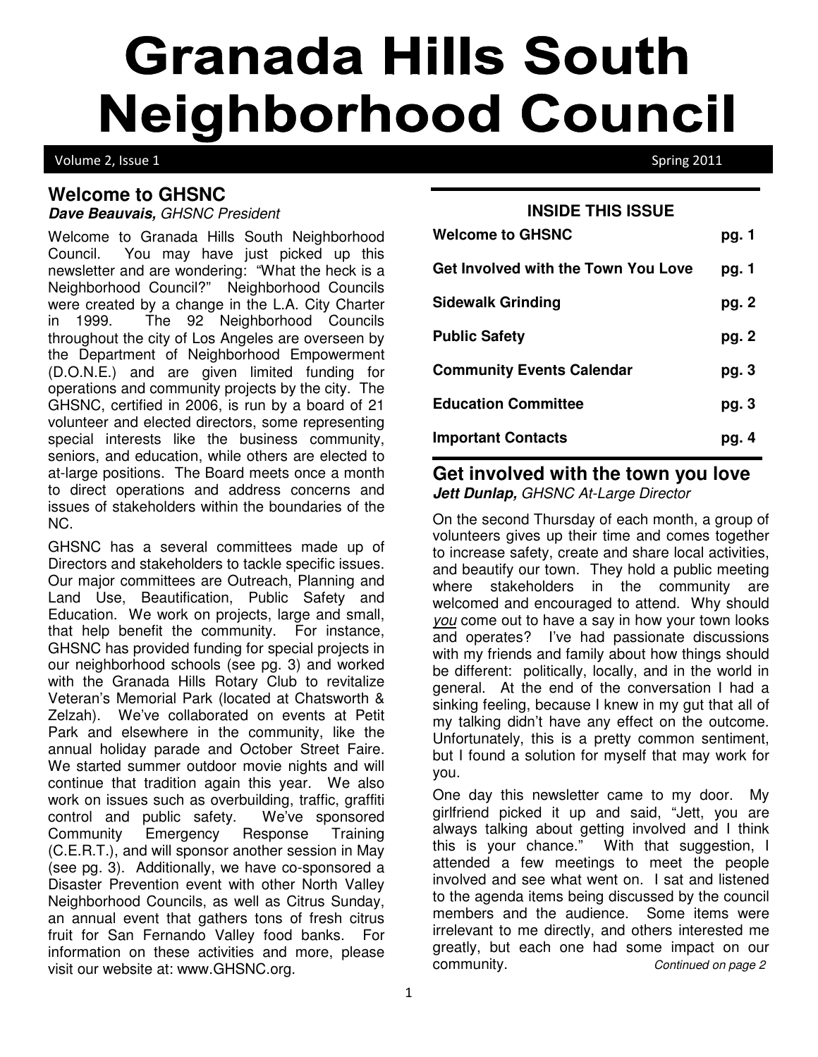# Granada Hills South Neighborhood Council

Volume 2, Issue 1 — Spring 2011

## Welcome to GHSNC

***Dave Beauvais,*** *GHSNC President*

Welcome to Granada Hills South Neighborhood Council. You may have just picked up this newsletter and are wondering: "What the heck is a Neighborhood Council?" Neighborhood Councils were created by a change in the L.A. City Charter in 1999. The 92 Neighborhood Councils throughout the city of Los Angeles are overseen by the Department of Neighborhood Empowerment (D.O.N.E.) and are given limited funding for operations and community projects by the city. The GHSNC, certified in 2006, is run by a board of 21 volunteer and elected directors, some representing special interests like the business community, seniors, and education, while others are elected to at-large positions. The Board meets once a month to direct operations and address concerns and issues of stakeholders within the boundaries of the NC.

GHSNC has a several committees made up of Directors and stakeholders to tackle specific issues. Our major committees are Outreach, Planning and Land Use, Beautification, Public Safety and Education. We work on projects, large and small, that help benefit the community. For instance, GHSNC has provided funding for special projects in our neighborhood schools (see pg. 3) and worked with the Granada Hills Rotary Club to revitalize Veteran's Memorial Park (located at Chatsworth & Zelzah). We've collaborated on events at Petit Park and elsewhere in the community, like the annual holiday parade and October Street Faire. We started summer outdoor movie nights and will continue that tradition again this year. We also work on issues such as overbuilding, traffic, graffiti control and public safety. We've sponsored Community Emergency Response Training (C.E.R.T.), and will sponsor another session in May (see pg. 3). Additionally, we have co-sponsored a Disaster Prevention event with other North Valley Neighborhood Councils, as well as Citrus Sunday, an annual event that gathers tons of fresh citrus fruit for San Fernando Valley food banks. For information on these activities and more, please visit our website at: www.GHSNC.org.

**INSIDE THIS ISSUE**

| | |
|---|---|
| **Welcome to GHSNC** | **pg. 1** |
| **Get Involved with the Town You Love** | **pg. 1** |
| **Sidewalk Grinding** | **pg. 2** |
| **Public Safety** | **pg. 2** |
| **Community Events Calendar** | **pg. 3** |
| **Education Committee** | **pg. 3** |
| **Important Contacts** | **pg. 4** |

## Get involved with the town you love

***Jett Dunlap,*** *GHSNC At-Large Director*

On the second Thursday of each month, a group of volunteers gives up their time and comes together to increase safety, create and share local activities, and beautify our town. They hold a public meeting where stakeholders in the community are welcomed and encouraged to attend. Why should *you* come out to have a say in how your town looks and operates? I've had passionate discussions with my friends and family about how things should be different: politically, locally, and in the world in general. At the end of the conversation I had a sinking feeling, because I knew in my gut that all of my talking didn't have any effect on the outcome. Unfortunately, this is a pretty common sentiment, but I found a solution for myself that may work for you.

One day this newsletter came to my door. My girlfriend picked it up and said, "Jett, you are always talking about getting involved and I think this is your chance." With that suggestion, I attended a few meetings to meet the people involved and see what went on. I sat and listened to the agenda items being discussed by the council members and the audience. Some items were irrelevant to me directly, and others interested me greatly, but each one had some impact on our community. *Continued on page 2*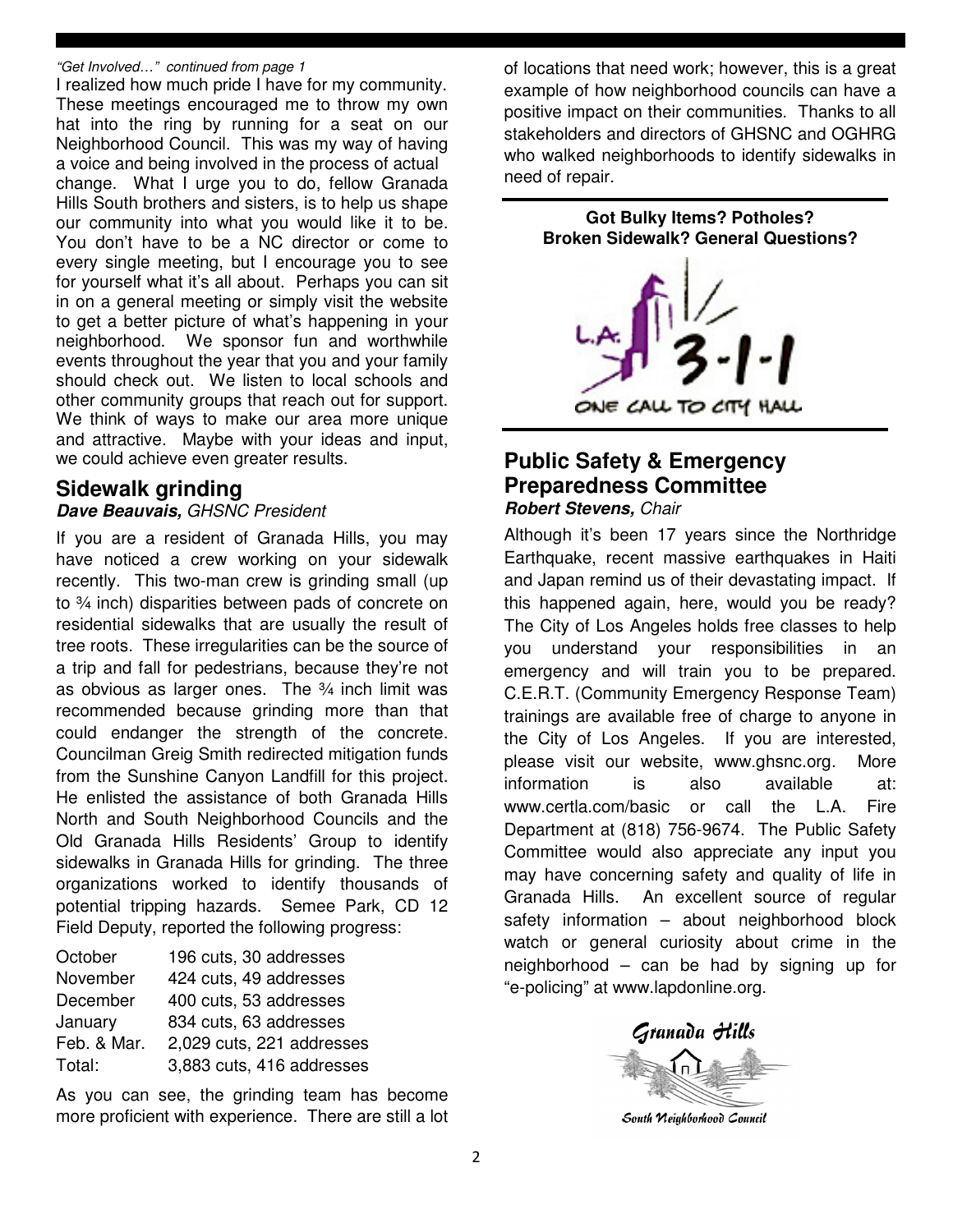*"Get Involved…" continued from page 1*

I realized how much pride I have for my community. These meetings encouraged me to throw my own hat into the ring by running for a seat on our Neighborhood Council. This was my way of having a voice and being involved in the process of actual change. What I urge you to do, fellow Granada Hills South brothers and sisters, is to help us shape our community into what you would like it to be. You don't have to be a NC director or come to every single meeting, but I encourage you to see for yourself what it's all about. Perhaps you can sit in on a general meeting or simply visit the website to get a better picture of what's happening in your neighborhood. We sponsor fun and worthwhile events throughout the year that you and your family should check out. We listen to local schools and other community groups that reach out for support. We think of ways to make our area more unique and attractive. Maybe with your ideas and input, we could achieve even greater results.

## Sidewalk grinding

***Dave Beauvais,*** *GHSNC President*

If you are a resident of Granada Hills, you may have noticed a crew working on your sidewalk recently. This two-man crew is grinding small (up to ¾ inch) disparities between pads of concrete on residential sidewalks that are usually the result of tree roots. These irregularities can be the source of a trip and fall for pedestrians, because they're not as obvious as larger ones. The ¾ inch limit was recommended because grinding more than that could endanger the strength of the concrete. Councilman Greig Smith redirected mitigation funds from the Sunshine Canyon Landfill for this project. He enlisted the assistance of both Granada Hills North and South Neighborhood Councils and the Old Granada Hills Residents' Group to identify sidewalks in Granada Hills for grinding. The three organizations worked to identify thousands of potential tripping hazards. Semee Park, CD 12 Field Deputy, reported the following progress:

| Month | Progress |
|---|---|
| October | 196 cuts, 30 addresses |
| November | 424 cuts, 49 addresses |
| December | 400 cuts, 53 addresses |
| January | 834 cuts, 63 addresses |
| Feb. & Mar. | 2,029 cuts, 221 addresses |
| Total: | 3,883 cuts, 416 addresses |

As you can see, the grinding team has become more proficient with experience. There are still a lot of locations that need work; however, this is a great example of how neighborhood councils can have a positive impact on their communities. Thanks to all stakeholders and directors of GHSNC and OGHRG who walked neighborhoods to identify sidewalks in need of repair.

---

**Got Bulky Items? Potholes? Broken Sidewalk? General Questions?**

L.A. 3-1-1

ONE CALL TO CITY HALL

---

## Public Safety & Emergency Preparedness Committee

***Robert Stevens,*** *Chair*

Although it's been 17 years since the Northridge Earthquake, recent massive earthquakes in Haiti and Japan remind us of their devastating impact. If this happened again, here, would you be ready? The City of Los Angeles holds free classes to help you understand your responsibilities in an emergency and will train you to be prepared. C.E.R.T. (Community Emergency Response Team) trainings are available free of charge to anyone in the City of Los Angeles. If you are interested, please visit our website, www.ghsnc.org. More information is also available at: www.certla.com/basic or call the L.A. Fire Department at (818) 756-9674. The Public Safety Committee would also appreciate any input you may have concerning safety and quality of life in Granada Hills. An excellent source of regular safety information – about neighborhood block watch or general curiosity about crime in the neighborhood – can be had by signing up for "e-policing" at www.lapdonline.org.

Granada Hills South Neighborhood Council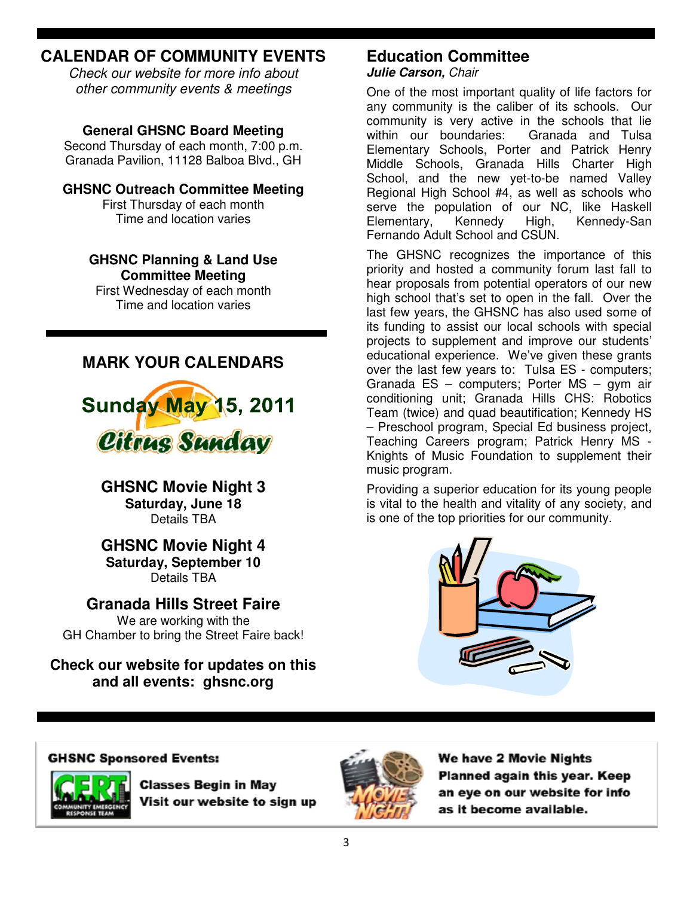## CALENDAR OF COMMUNITY EVENTS

*Check our website for more info about other community events & meetings*

**General GHSNC Board Meeting**
Second Thursday of each month, 7:00 p.m.
Granada Pavilion, 11128 Balboa Blvd., GH

**GHSNC Outreach Committee Meeting**
First Thursday of each month
Time and location varies

**GHSNC Planning & Land Use Committee Meeting**
First Wednesday of each month
Time and location varies

## MARK YOUR CALENDARS

**Sunday May 15, 2011**
**Citrus Sunday**

**GHSNC Movie Night 3**
**Saturday, June 18**
Details TBA

**GHSNC Movie Night 4**
**Saturday, September 10**
Details TBA

**Granada Hills Street Faire**
We are working with the GH Chamber to bring the Street Faire back!

**Check our website for updates on this and all events: ghsnc.org**

## Education Committee

***Julie Carson,*** *Chair*

One of the most important quality of life factors for any community is the caliber of its schools. Our community is very active in the schools that lie within our boundaries: Granada and Tulsa Elementary Schools, Porter and Patrick Henry Middle Schools, Granada Hills Charter High School, and the new yet-to-be named Valley Regional High School #4, as well as schools who serve the population of our NC, like Haskell Elementary, Kennedy High, Kennedy-San Fernando Adult School and CSUN.

The GHSNC recognizes the importance of this priority and hosted a community forum last fall to hear proposals from potential operators of our new high school that's set to open in the fall. Over the last few years, the GHSNC has also used some of its funding to assist our local schools with special projects to supplement and improve our students' educational experience. We've given these grants over the last few years to: Tulsa ES - computers; Granada ES – computers; Porter MS – gym air conditioning unit; Granada Hills CHS: Robotics Team (twice) and quad beautification; Kennedy HS – Preschool program, Special Ed business project, Teaching Careers program; Patrick Henry MS - Knights of Music Foundation to supplement their music program.

Providing a superior education for its young people is vital to the health and vitality of any society, and is one of the top priorities for our community.

**GHSNC Sponsored Events:**

**Classes Begin in May**
**Visit our website to sign up**

**We have 2 Movie Nights Planned again this year. Keep an eye on our website for info as it become available.**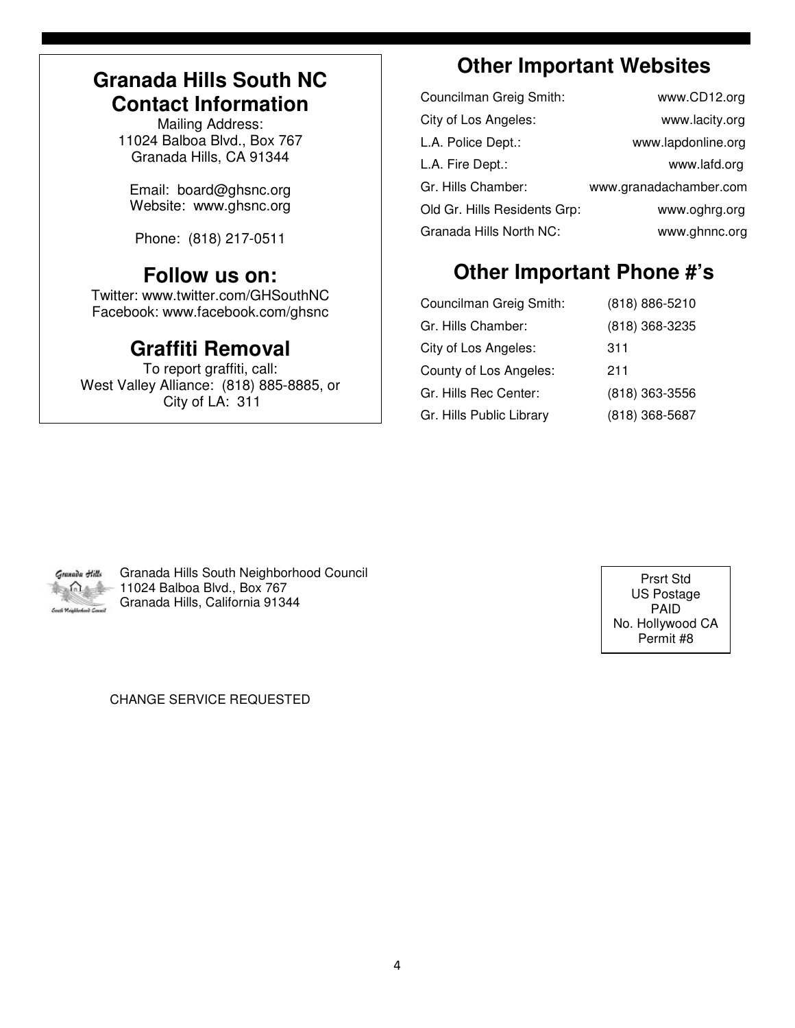## Granada Hills South NC Contact Information

Mailing Address:
11024 Balboa Blvd., Box 767
Granada Hills, CA 91344

Email: board@ghsnc.org
Website: www.ghsnc.org

Phone: (818) 217-0511

## Follow us on:

Twitter: www.twitter.com/GHSouthNC
Facebook: www.facebook.com/ghsnc

## Graffiti Removal

To report graffiti, call:
West Valley Alliance: (818) 885-8885, or
City of LA: 311

## Other Important Websites

| | |
|---|---|
| Councilman Greig Smith: | www.CD12.org |
| City of Los Angeles: | www.lacity.org |
| L.A. Police Dept.: | www.lapdonline.org |
| L.A. Fire Dept.: | www.lafd.org |
| Gr. Hills Chamber: | www.granadachamber.com |
| Old Gr. Hills Residents Grp: | www.oghrg.org |
| Granada Hills North NC: | www.ghnnc.org |

## Other Important Phone #'s

| | |
|---|---|
| Councilman Greig Smith: | (818) 886-5210 |
| Gr. Hills Chamber: | (818) 368-3235 |
| City of Los Angeles: | 311 |
| County of Los Angeles: | 211 |
| Gr. Hills Rec Center: | (818) 363-3556 |
| Gr. Hills Public Library | (818) 368-5687 |

Granada Hills South Neighborhood Council
11024 Balboa Blvd., Box 767
Granada Hills, California 91344

Prsrt Std
US Postage
PAID
No. Hollywood CA
Permit #8

CHANGE SERVICE REQUESTED